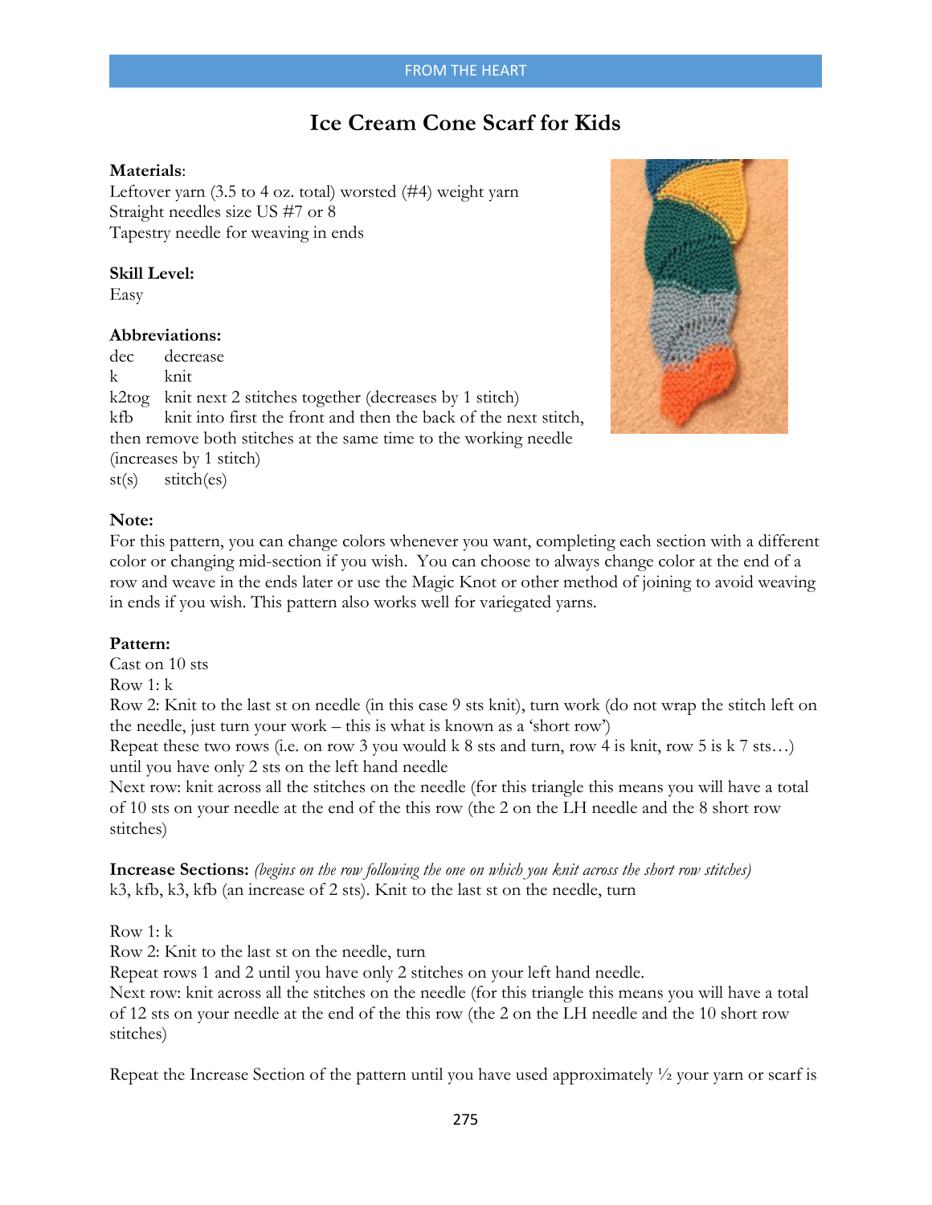# Ice Cream Cone Scarf for Kids

**Materials**:
Leftover yarn (3.5 to 4 oz. total) worsted (#4) weight yarn
Straight needles size US #7 or 8
Tapestry needle for weaving in ends

**Skill Level:**
Easy

**Abbreviations:**
dec decrease
k knit
k2tog knit next 2 stitches together (decreases by 1 stitch)
kfb knit into first the front and then the back of the next stitch, then remove both stitches at the same time to the working needle (increases by 1 stitch)
st(s) stitch(es)

**Note:**
For this pattern, you can change colors whenever you want, completing each section with a different color or changing mid-section if you wish. You can choose to always change color at the end of a row and weave in the ends later or use the Magic Knot or other method of joining to avoid weaving in ends if you wish. This pattern also works well for variegated yarns.

**Pattern:**
Cast on 10 sts
Row 1: k
Row 2: Knit to the last st on needle (in this case 9 sts knit), turn work (do not wrap the stitch left on the needle, just turn your work – this is what is known as a 'short row')
Repeat these two rows (i.e. on row 3 you would k 8 sts and turn, row 4 is knit, row 5 is k 7 sts…) until you have only 2 sts on the left hand needle
Next row: knit across all the stitches on the needle (for this triangle this means you will have a total of 10 sts on your needle at the end of the this row (the 2 on the LH needle and the 8 short row stitches)

**Increase Sections:** *(begins on the row following the one on which you knit across the short row stitches)*
k3, kfb, k3, kfb (an increase of 2 sts). Knit to the last st on the needle, turn

Row 1: k
Row 2: Knit to the last st on the needle, turn
Repeat rows 1 and 2 until you have only 2 stitches on your left hand needle.
Next row: knit across all the stitches on the needle (for this triangle this means you will have a total of 12 sts on your needle at the end of the this row (the 2 on the LH needle and the 10 short row stitches)

Repeat the Increase Section of the pattern until you have used approximately ½ your yarn or scarf is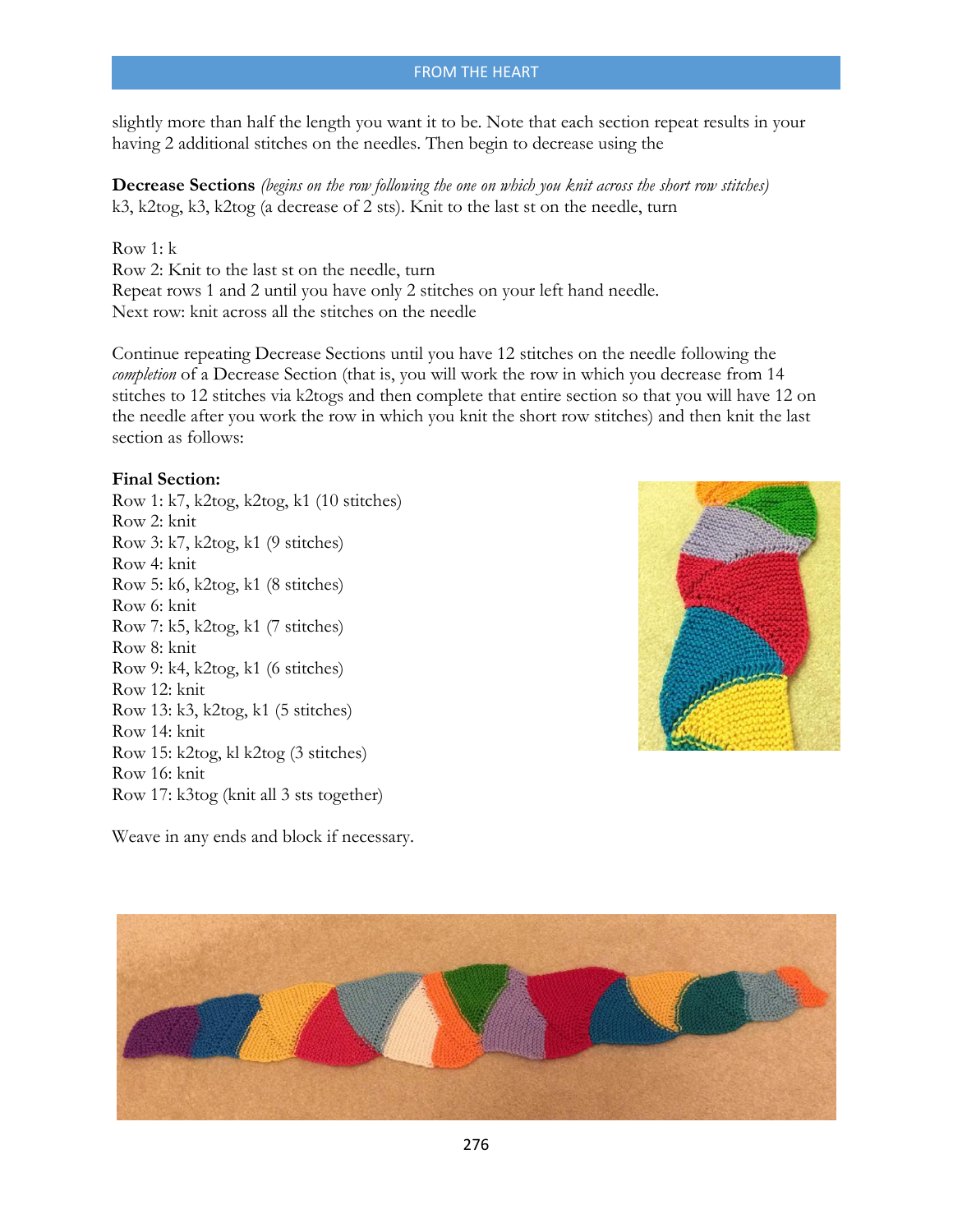slightly more than half the length you want it to be. Note that each section repeat results in your having 2 additional stitches on the needles. Then begin to decrease using the

**Decrease Sections** *(begins on the row following the one on which you knit across the short row stitches)*
k3, k2tog, k3, k2tog (a decrease of 2 sts). Knit to the last st on the needle, turn

Row 1: k
Row 2: Knit to the last st on the needle, turn
Repeat rows 1 and 2 until you have only 2 stitches on your left hand needle.
Next row: knit across all the stitches on the needle

Continue repeating Decrease Sections until you have 12 stitches on the needle following the *completion* of a Decrease Section (that is, you will work the row in which you decrease from 14 stitches to 12 stitches via k2togs and then complete that entire section so that you will have 12 on the needle after you work the row in which you knit the short row stitches) and then knit the last section as follows:

**Final Section:**
Row 1: k7, k2tog, k2tog, k1 (10 stitches)
Row 2: knit
Row 3: k7, k2tog, k1 (9 stitches)
Row 4: knit
Row 5: k6, k2tog, k1 (8 stitches)
Row 6: knit
Row 7: k5, k2tog, k1 (7 stitches)
Row 8: knit
Row 9: k4, k2tog, k1 (6 stitches)
Row 12: knit
Row 13: k3, k2tog, k1 (5 stitches)
Row 14: knit
Row 15: k2tog, kl k2tog (3 stitches)
Row 16: knit
Row 17: k3tog (knit all 3 sts together)

Weave in any ends and block if necessary.